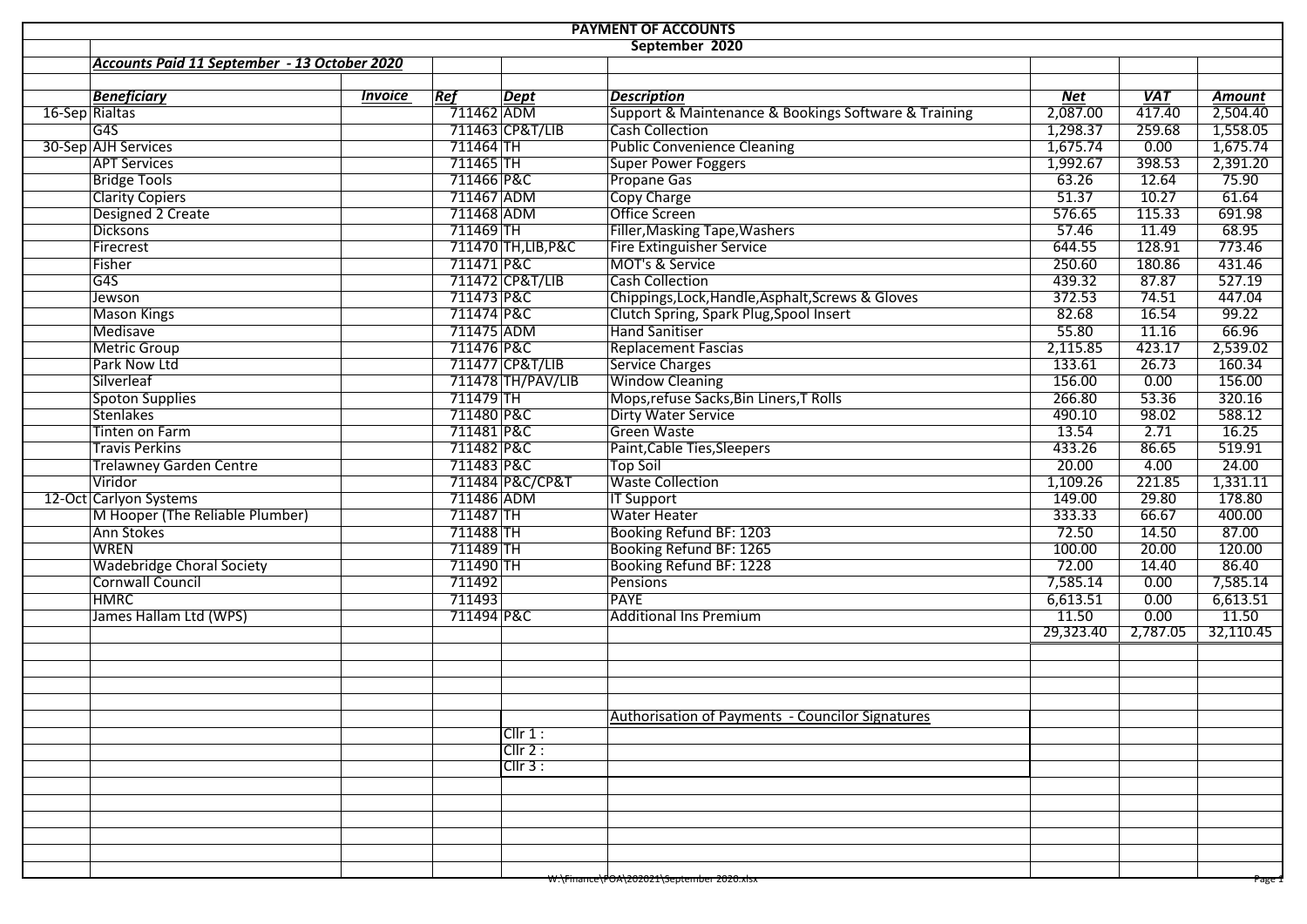# PAYMENT OF ACCOUNTS

## September 2020

***Accounts Paid 11 September - 13 October 2020***

| | *Beneficiary* | *Invoice* | *Ref* | *Dept* | *Description* | *Net* | *VAT* | *Amount* |
|---|---|---|---|---|---|---|---|---|
| 16-Sep | Rialtas | | 711462 | ADM | Support & Maintenance & Bookings Software & Training | 2,087.00 | 417.40 | 2,504.40 |
| | G4S | | 711463 | CP&T/LIB | Cash Collection | 1,298.37 | 259.68 | 1,558.05 |
| 30-Sep | AJH Services | | 711464 | TH | Public Convenience Cleaning | 1,675.74 | 0.00 | 1,675.74 |
| | APT Services | | 711465 | TH | Super Power Foggers | 1,992.67 | 398.53 | 2,391.20 |
| | Bridge Tools | | 711466 | P&C | Propane Gas | 63.26 | 12.64 | 75.90 |
| | Clarity Copiers | | 711467 | ADM | Copy Charge | 51.37 | 10.27 | 61.64 |
| | Designed 2 Create | | 711468 | ADM | Office Screen | 576.65 | 115.33 | 691.98 |
| | Dicksons | | 711469 | TH | Filler,Masking Tape,Washers | 57.46 | 11.49 | 68.95 |
| | Firecrest | | 711470 | TH,LIB,P&C | Fire Extinguisher Service | 644.55 | 128.91 | 773.46 |
| | Fisher | | 711471 | P&C | MOT's & Service | 250.60 | 180.86 | 431.46 |
| | G4S | | 711472 | CP&T/LIB | Cash Collection | 439.32 | 87.87 | 527.19 |
| | Jewson | | 711473 | P&C | Chippings,Lock,Handle,Asphalt,Screws & Gloves | 372.53 | 74.51 | 447.04 |
| | Mason Kings | | 711474 | P&C | Clutch Spring, Spark Plug,Spool Insert | 82.68 | 16.54 | 99.22 |
| | Medisave | | 711475 | ADM | Hand Sanitiser | 55.80 | 11.16 | 66.96 |
| | Metric Group | | 711476 | P&C | Replacement Fascias | 2,115.85 | 423.17 | 2,539.02 |
| | Park Now Ltd | | 711477 | CP&T/LIB | Service Charges | 133.61 | 26.73 | 160.34 |
| | Silverleaf | | 711478 | TH/PAV/LIB | Window Cleaning | 156.00 | 0.00 | 156.00 |
| | Spoton Supplies | | 711479 | TH | Mops,refuse Sacks,Bin Liners,T Rolls | 266.80 | 53.36 | 320.16 |
| | Stenlakes | | 711480 | P&C | Dirty Water Service | 490.10 | 98.02 | 588.12 |
| | Tinten on Farm | | 711481 | P&C | Green Waste | 13.54 | 2.71 | 16.25 |
| | Travis Perkins | | 711482 | P&C | Paint,Cable Ties,Sleepers | 433.26 | 86.65 | 519.91 |
| | Trelawney Garden Centre | | 711483 | P&C | Top Soil | 20.00 | 4.00 | 24.00 |
| | Viridor | | 711484 | P&C/CP&T | Waste Collection | 1,109.26 | 221.85 | 1,331.11 |
| 12-Oct | Carlyon Systems | | 711486 | ADM | IT Support | 149.00 | 29.80 | 178.80 |
| | M Hooper (The Reliable Plumber) | | 711487 | TH | Water Heater | 333.33 | 66.67 | 400.00 |
| | Ann Stokes | | 711488 | TH | Booking Refund BF: 1203 | 72.50 | 14.50 | 87.00 |
| | WREN | | 711489 | TH | Booking Refund BF: 1265 | 100.00 | 20.00 | 120.00 |
| | Wadebridge Choral Society | | 711490 | TH | Booking Refund BF: 1228 | 72.00 | 14.40 | 86.40 |
| | Cornwall Council | | 711492 | | Pensions | 7,585.14 | 0.00 | 7,585.14 |
| | HMRC | | 711493 | | PAYE | 6,613.51 | 0.00 | 6,613.51 |
| | James Hallam Ltd (WPS) | | 711494 | P&C | Additional Ins Premium | 11.50 | 0.00 | 11.50 |
| | | | | | | 29,323.40 | 2,787.05 | 32,110.45 |

Authorisation of Payments - Councilor Signatures

Cllr 1 :

Cllr 2 :

Cllr 3 :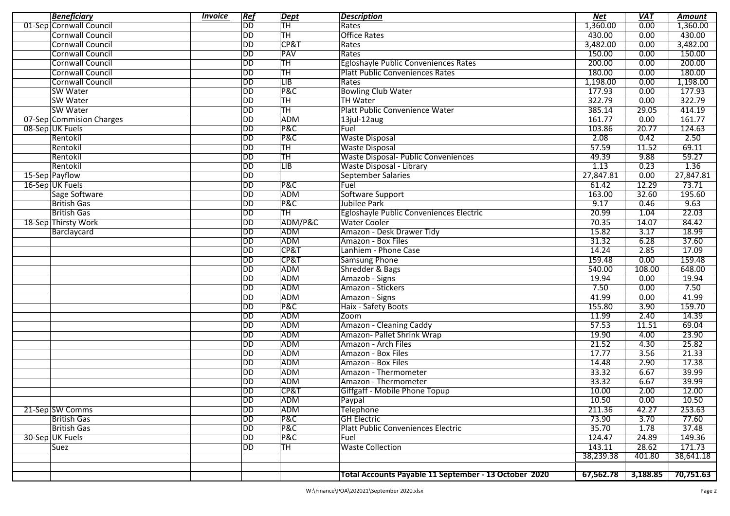| | Beneficiary | Invoice | Ref | Dept | Description | Net | VAT | Amount |
|---|---|---|---|---|---|---|---|---|
| 01-Sep | Cornwall Council | | DD | TH | Rates | 1,360.00 | 0.00 | 1,360.00 |
| | Cornwall Council | | DD | TH | Office Rates | 430.00 | 0.00 | 430.00 |
| | Cornwall Council | | DD | CP&T | Rates | 3,482.00 | 0.00 | 3,482.00 |
| | Cornwall Council | | DD | PAV | Rates | 150.00 | 0.00 | 150.00 |
| | Cornwall Council | | DD | TH | Egloshayle Public Conveniences Rates | 200.00 | 0.00 | 200.00 |
| | Cornwall Council | | DD | TH | Platt Public Conveniences Rates | 180.00 | 0.00 | 180.00 |
| | Cornwall Council | | DD | LIB | Rates | 1,198.00 | 0.00 | 1,198.00 |
| | SW Water | | DD | P&C | Bowling Club Water | 177.93 | 0.00 | 177.93 |
| | SW Water | | DD | TH | TH Water | 322.79 | 0.00 | 322.79 |
| | SW Water | | DD | TH | Platt Public Convenience Water | 385.14 | 29.05 | 414.19 |
| 07-Sep | Commision Charges | | DD | ADM | 13jul-12aug | 161.77 | 0.00 | 161.77 |
| 08-Sep | UK Fuels | | DD | P&C | Fuel | 103.86 | 20.77 | 124.63 |
| | Rentokil | | DD | P&C | Waste Disposal | 2.08 | 0.42 | 2.50 |
| | Rentokil | | DD | TH | Waste Disposal | 57.59 | 11.52 | 69.11 |
| | Rentokil | | DD | TH | Waste Disposal- Public Conveniences | 49.39 | 9.88 | 59.27 |
| | Rentokil | | DD | LIB | Waste Disposal - Library | 1.13 | 0.23 | 1.36 |
| 15-Sep | Payflow | | DD | | September Salaries | 27,847.81 | 0.00 | 27,847.81 |
| 16-Sep | UK Fuels | | DD | P&C | Fuel | 61.42 | 12.29 | 73.71 |
| | Sage Software | | DD | ADM | Software Support | 163.00 | 32.60 | 195.60 |
| | British Gas | | DD | P&C | Jubilee Park | 9.17 | 0.46 | 9.63 |
| | British Gas | | DD | TH | Egloshayle Public Conveniences Electric | 20.99 | 1.04 | 22.03 |
| 18-Sep | Thirsty Work | | DD | ADM/P&C | Water Cooler | 70.35 | 14.07 | 84.42 |
| | Barclaycard | | DD | ADM | Amazon - Desk Drawer Tidy | 15.82 | 3.17 | 18.99 |
| | | | DD | ADM | Amazon - Box Files | 31.32 | 6.28 | 37.60 |
| | | | DD | CP&T | Lanhiem - Phone Case | 14.24 | 2.85 | 17.09 |
| | | | DD | CP&T | Samsung Phone | 159.48 | 0.00 | 159.48 |
| | | | DD | ADM | Shredder & Bags | 540.00 | 108.00 | 648.00 |
| | | | DD | ADM | Amazob - Signs | 19.94 | 0.00 | 19.94 |
| | | | DD | ADM | Amazon - Stickers | 7.50 | 0.00 | 7.50 |
| | | | DD | ADM | Amazon - Signs | 41.99 | 0.00 | 41.99 |
| | | | DD | P&C | Haix - Safety Boots | 155.80 | 3.90 | 159.70 |
| | | | DD | ADM | Zoom | 11.99 | 2.40 | 14.39 |
| | | | DD | ADM | Amazon - Cleaning Caddy | 57.53 | 11.51 | 69.04 |
| | | | DD | ADM | Amazon- Pallet Shrink Wrap | 19.90 | 4.00 | 23.90 |
| | | | DD | ADM | Amazon - Arch Files | 21.52 | 4.30 | 25.82 |
| | | | DD | ADM | Amazon - Box Files | 17.77 | 3.56 | 21.33 |
| | | | DD | ADM | Amazon - Box Files | 14.48 | 2.90 | 17.38 |
| | | | DD | ADM | Amazon - Thermometer | 33.32 | 6.67 | 39.99 |
| | | | DD | ADM | Amazon - Thermometer | 33.32 | 6.67 | 39.99 |
| | | | DD | CP&T | Giffgaff - Mobile Phone Topup | 10.00 | 2.00 | 12.00 |
| | | | DD | ADM | Paypal | 10.50 | 0.00 | 10.50 |
| 21-Sep | SW Comms | | DD | ADM | Telephone | 211.36 | 42.27 | 253.63 |
| | British Gas | | DD | P&C | GH Electric | 73.90 | 3.70 | 77.60 |
| | British Gas | | DD | P&C | Platt Public Conveniences Electric | 35.70 | 1.78 | 37.48 |
| 30-Sep | UK Fuels | | DD | P&C | Fuel | 124.47 | 24.89 | 149.36 |
| | Suez | | DD | TH | Waste Collection | 143.11 | 28.62 | 171.73 |
| | | | | | | 38,239.38 | 401.80 | 38,641.18 |
| | | | | | | | | |
| | | | | | **Total Accounts Payable 11 September - 13 October 2020** | **67,562.78** | **3,188.85** | **70,751.63** |

W:\Finance\POA\202021\September 2020.xlsx